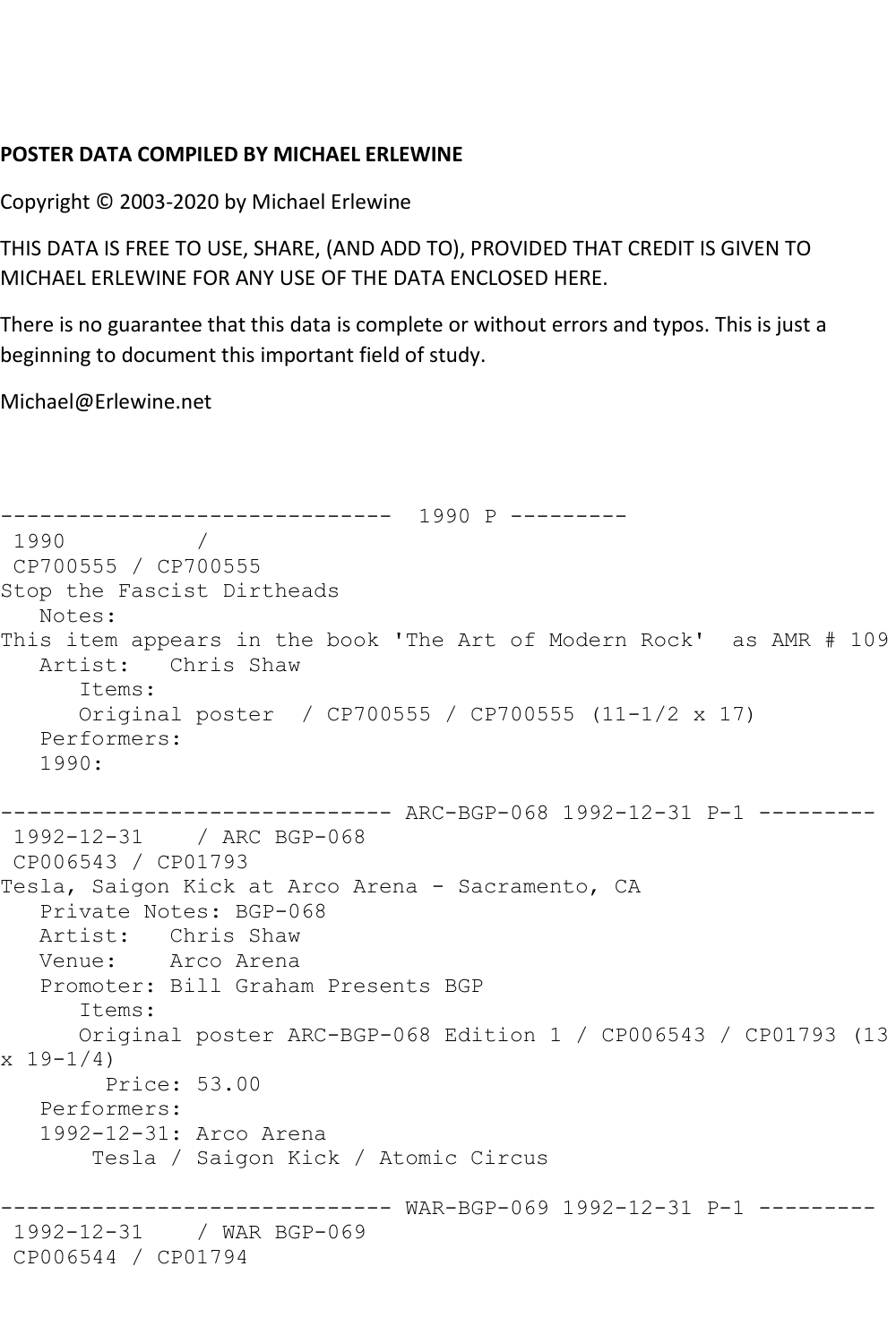**POSTER DATA COMPILED BY MICHAEL ERLEWINE**

Copyright © 2003-2020 by Michael Erlewine

THIS DATA IS FREE TO USE, SHARE, (AND ADD TO), PROVIDED THAT CREDIT IS GIVEN TO MICHAEL ERLEWINE FOR ANY USE OF THE DATA ENCLOSED HERE.

There is no guarantee that this data is complete or without errors and typos. This is just a beginning to document this important field of study.

Michael@Erlewine.net

```
------------------------------  1990 P ---------
 1990          /
 CP700555 / CP700555
Stop the Fascist Dirtheads
   Notes:
This item appears in the book 'The Art of Modern Rock'  as AMR # 109
   Artist:   Chris Shaw
      Items:
      Original poster  / CP700555 / CP700555 (11-1/2 x 17)
   Performers:
   1990:

------------------------------ ARC-BGP-068 1992-12-31 P-1 ---------
 1992-12-31    / ARC BGP-068
 CP006543 / CP01793
Tesla, Saigon Kick at Arco Arena - Sacramento, CA
   Private Notes: BGP-068
   Artist:   Chris Shaw
   Venue:    Arco Arena
   Promoter: Bill Graham Presents BGP
      Items:
      Original poster ARC-BGP-068 Edition 1 / CP006543 / CP01793 (13
x 19-1/4)
        Price: 53.00
   Performers:
   1992-12-31: Arco Arena
       Tesla / Saigon Kick / Atomic Circus

------------------------------ WAR-BGP-069 1992-12-31 P-1 ---------
 1992-12-31    / WAR BGP-069
 CP006544 / CP01794
```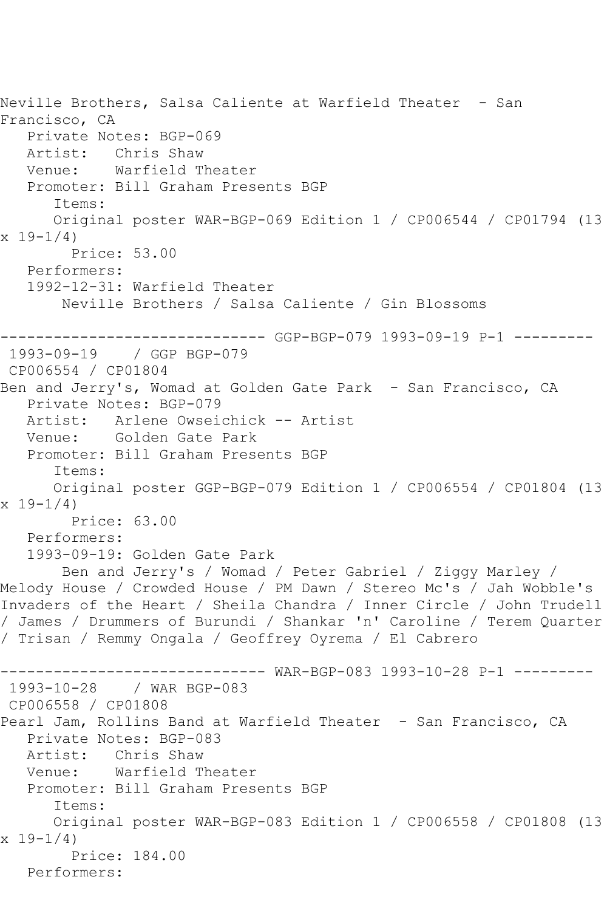Neville Brothers, Salsa Caliente at Warfield Theater - San Francisco, CA
   Private Notes: BGP-069
   Artist: Chris Shaw
   Venue: Warfield Theater
   Promoter: Bill Graham Presents BGP
      Items:
      Original poster WAR-BGP-069 Edition 1 / CP006544 / CP01794 (13 x 19-1/4)
        Price: 53.00
   Performers:
   1992-12-31: Warfield Theater
       Neville Brothers / Salsa Caliente / Gin Blossoms

------------------------------ GGP-BGP-079 1993-09-19 P-1 ---------
 1993-09-19 / GGP BGP-079
 CP006554 / CP01804
Ben and Jerry's, Womad at Golden Gate Park - San Francisco, CA
   Private Notes: BGP-079
   Artist: Arlene Owseichick -- Artist
   Venue: Golden Gate Park
   Promoter: Bill Graham Presents BGP
      Items:
      Original poster GGP-BGP-079 Edition 1 / CP006554 / CP01804 (13 x 19-1/4)
        Price: 63.00
   Performers:
   1993-09-19: Golden Gate Park
       Ben and Jerry's / Womad / Peter Gabriel / Ziggy Marley / Melody House / Crowded House / PM Dawn / Stereo Mc's / Jah Wobble's Invaders of the Heart / Sheila Chandra / Inner Circle / John Trudell / James / Drummers of Burundi / Shankar 'n' Caroline / Terem Quarter / Trisan / Remmy Ongala / Geoffrey Oyrema / El Cabrero

------------------------------ WAR-BGP-083 1993-10-28 P-1 ---------
 1993-10-28 / WAR BGP-083
 CP006558 / CP01808
Pearl Jam, Rollins Band at Warfield Theater - San Francisco, CA
   Private Notes: BGP-083
   Artist: Chris Shaw
   Venue: Warfield Theater
   Promoter: Bill Graham Presents BGP
      Items:
      Original poster WAR-BGP-083 Edition 1 / CP006558 / CP01808 (13 x 19-1/4)
        Price: 184.00
   Performers: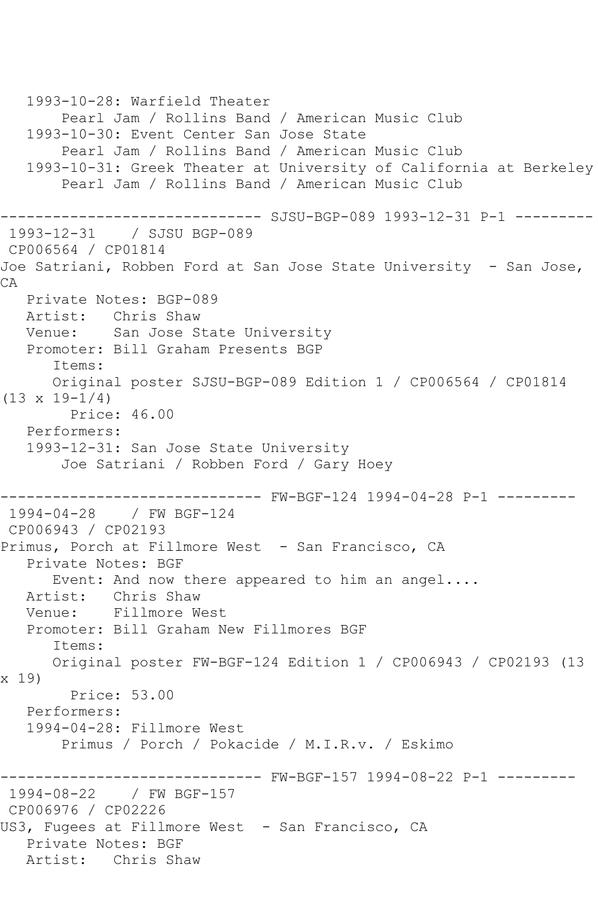1993-10-28: Warfield Theater
       Pearl Jam / Rollins Band / American Music Club
   1993-10-30: Event Center San Jose State
       Pearl Jam / Rollins Band / American Music Club
   1993-10-31: Greek Theater at University of California at Berkeley
       Pearl Jam / Rollins Band / American Music Club

------------------------------ SJSU-BGP-089 1993-12-31 P-1 ---------

1993-12-31 / SJSU BGP-089
CP006564 / CP01814
Joe Satriani, Robben Ford at San Jose State University - San Jose, CA
   Private Notes: BGP-089
   Artist: Chris Shaw
   Venue: San Jose State University
   Promoter: Bill Graham Presents BGP
      Items:
      Original poster SJSU-BGP-089 Edition 1 / CP006564 / CP01814 (13 x 19-1/4)
        Price: 46.00
   Performers:
   1993-12-31: San Jose State University
       Joe Satriani / Robben Ford / Gary Hoey

------------------------------ FW-BGF-124 1994-04-28 P-1 ---------

1994-04-28 / FW BGF-124
CP006943 / CP02193
Primus, Porch at Fillmore West - San Francisco, CA
   Private Notes: BGF
      Event: And now there appeared to him an angel....
   Artist: Chris Shaw
   Venue: Fillmore West
   Promoter: Bill Graham New Fillmores BGF
      Items:
      Original poster FW-BGF-124 Edition 1 / CP006943 / CP02193 (13 x 19)
        Price: 53.00
   Performers:
   1994-04-28: Fillmore West
       Primus / Porch / Pokacide / M.I.R.v. / Eskimo

------------------------------ FW-BGF-157 1994-08-22 P-1 ---------

1994-08-22 / FW BGF-157
CP006976 / CP02226
US3, Fugees at Fillmore West - San Francisco, CA
   Private Notes: BGF
   Artist: Chris Shaw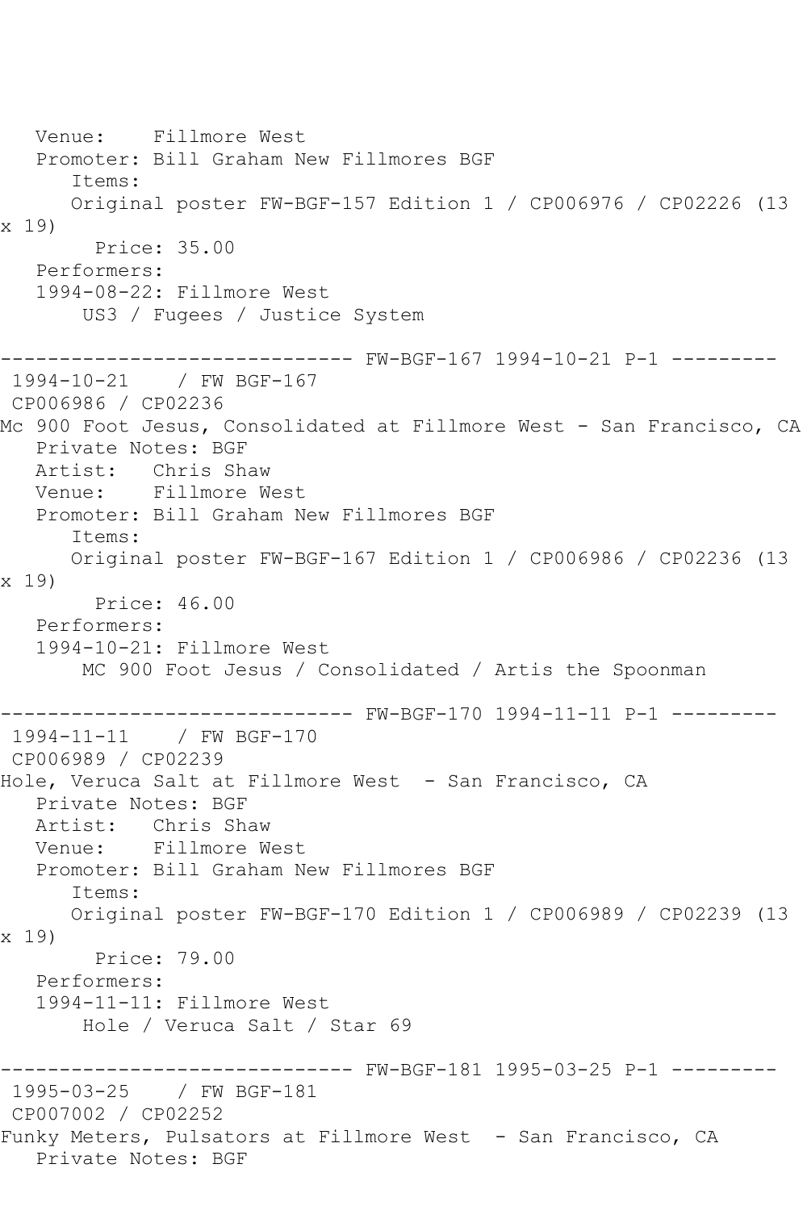Venue:    Fillmore West
Promoter: Bill Graham New Fillmores BGF
Items:
Original poster FW-BGF-157 Edition 1 / CP006976 / CP02226 (13 x 19)
Price: 35.00
Performers:
1994-08-22: Fillmore West
US3 / Fugees / Justice System

------------------------------ FW-BGF-167 1994-10-21 P-1 ---------
1994-10-21    / FW BGF-167
CP006986 / CP02236
Mc 900 Foot Jesus, Consolidated at Fillmore West - San Francisco, CA
Private Notes: BGF
Artist:   Chris Shaw
Venue:    Fillmore West
Promoter: Bill Graham New Fillmores BGF
Items:
Original poster FW-BGF-167 Edition 1 / CP006986 / CP02236 (13 x 19)
Price: 46.00
Performers:
1994-10-21: Fillmore West
MC 900 Foot Jesus / Consolidated / Artis the Spoonman

------------------------------ FW-BGF-170 1994-11-11 P-1 ---------
1994-11-11    / FW BGF-170
CP006989 / CP02239
Hole, Veruca Salt at Fillmore West  - San Francisco, CA
Private Notes: BGF
Artist:   Chris Shaw
Venue:    Fillmore West
Promoter: Bill Graham New Fillmores BGF
Items:
Original poster FW-BGF-170 Edition 1 / CP006989 / CP02239 (13 x 19)
Price: 79.00
Performers:
1994-11-11: Fillmore West
Hole / Veruca Salt / Star 69

------------------------------ FW-BGF-181 1995-03-25 P-1 ---------
1995-03-25    / FW BGF-181
CP007002 / CP02252
Funky Meters, Pulsators at Fillmore West  - San Francisco, CA
Private Notes: BGF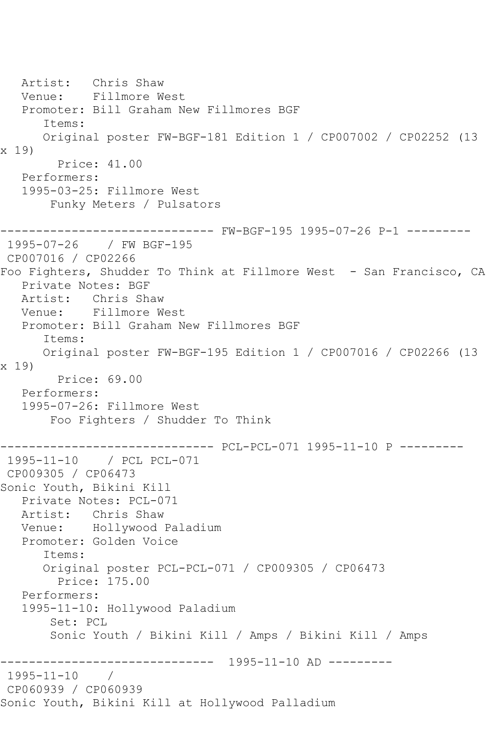```
   Artist:   Chris Shaw
   Venue:    Fillmore West
   Promoter: Bill Graham New Fillmores BGF
      Items:
      Original poster FW-BGF-181 Edition 1 / CP007002 / CP02252 (13
x 19)
        Price: 41.00
   Performers:
   1995-03-25: Fillmore West
       Funky Meters / Pulsators

------------------------------ FW-BGF-195 1995-07-26 P-1 ---------
 1995-07-26    / FW BGF-195
 CP007016 / CP02266
Foo Fighters, Shudder To Think at Fillmore West  - San Francisco, CA
   Private Notes: BGF
   Artist:   Chris Shaw
   Venue:    Fillmore West
   Promoter: Bill Graham New Fillmores BGF
      Items:
      Original poster FW-BGF-195 Edition 1 / CP007016 / CP02266 (13
x 19)
        Price: 69.00
   Performers:
   1995-07-26: Fillmore West
       Foo Fighters / Shudder To Think

------------------------------ PCL-PCL-071 1995-11-10 P ---------
 1995-11-10    / PCL PCL-071
 CP009305 / CP06473
Sonic Youth, Bikini Kill
   Private Notes: PCL-071
   Artist:   Chris Shaw
   Venue:    Hollywood Paladium
   Promoter: Golden Voice
      Items:
      Original poster PCL-PCL-071 / CP009305 / CP06473
        Price: 175.00
   Performers:
   1995-11-10: Hollywood Paladium
       Set: PCL
       Sonic Youth / Bikini Kill / Amps / Bikini Kill / Amps

------------------------------  1995-11-10 AD ---------
 1995-11-10    /
 CP060939 / CP060939
Sonic Youth, Bikini Kill at Hollywood Palladium
```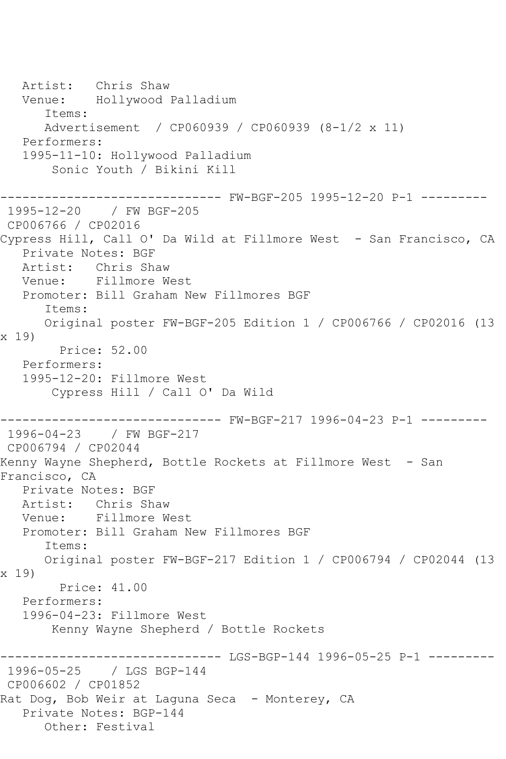```
   Artist:   Chris Shaw
   Venue:    Hollywood Palladium
      Items:
      Advertisement  / CP060939 / CP060939 (8-1/2 x 11)
   Performers:
   1995-11-10: Hollywood Palladium
       Sonic Youth / Bikini Kill

------------------------------ FW-BGF-205 1995-12-20 P-1 ---------
 1995-12-20    / FW BGF-205
 CP006766 / CP02016
Cypress Hill, Call O' Da Wild at Fillmore West  - San Francisco, CA
   Private Notes: BGF
   Artist:   Chris Shaw
   Venue:    Fillmore West
   Promoter: Bill Graham New Fillmores BGF
      Items:
      Original poster FW-BGF-205 Edition 1 / CP006766 / CP02016 (13
x 19)
        Price: 52.00
   Performers:
   1995-12-20: Fillmore West
       Cypress Hill / Call O' Da Wild

------------------------------ FW-BGF-217 1996-04-23 P-1 ---------
 1996-04-23    / FW BGF-217
 CP006794 / CP02044
Kenny Wayne Shepherd, Bottle Rockets at Fillmore West  - San
Francisco, CA
   Private Notes: BGF
   Artist:   Chris Shaw
   Venue:    Fillmore West
   Promoter: Bill Graham New Fillmores BGF
      Items:
      Original poster FW-BGF-217 Edition 1 / CP006794 / CP02044 (13
x 19)
        Price: 41.00
   Performers:
   1996-04-23: Fillmore West
       Kenny Wayne Shepherd / Bottle Rockets

------------------------------ LGS-BGP-144 1996-05-25 P-1 ---------
 1996-05-25    / LGS BGP-144
 CP006602 / CP01852
Rat Dog, Bob Weir at Laguna Seca  - Monterey, CA
   Private Notes: BGP-144
      Other: Festival
```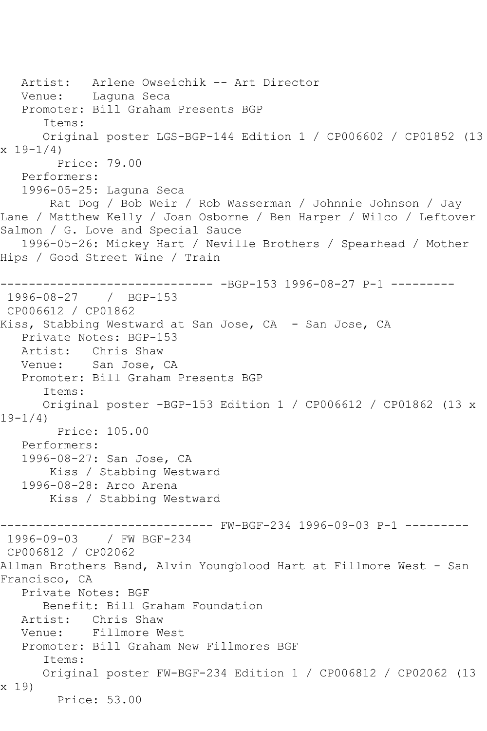Artist: Arlene Owseichik -- Art Director
Venue: Laguna Seca
Promoter: Bill Graham Presents BGP
Items:
Original poster LGS-BGP-144 Edition 1 / CP006602 / CP01852 (13 x 19-1/4)
Price: 79.00
Performers:
1996-05-25: Laguna Seca
Rat Dog / Bob Weir / Rob Wasserman / Johnnie Johnson / Jay Lane / Matthew Kelly / Joan Osborne / Ben Harper / Wilco / Leftover Salmon / G. Love and Special Sauce
1996-05-26: Mickey Hart / Neville Brothers / Spearhead / Mother Hips / Good Street Wine / Train

------------------------------ -BGP-153 1996-08-27 P-1 ---------

1996-08-27 / BGP-153
CP006612 / CP01862
Kiss, Stabbing Westward at San Jose, CA - San Jose, CA
Private Notes: BGP-153
Artist: Chris Shaw
Venue: San Jose, CA
Promoter: Bill Graham Presents BGP
Items:
Original poster -BGP-153 Edition 1 / CP006612 / CP01862 (13 x 19-1/4)
Price: 105.00
Performers:
1996-08-27: San Jose, CA
Kiss / Stabbing Westward
1996-08-28: Arco Arena
Kiss / Stabbing Westward

------------------------------ FW-BGF-234 1996-09-03 P-1 ---------

1996-09-03 / FW BGF-234
CP006812 / CP02062
Allman Brothers Band, Alvin Youngblood Hart at Fillmore West - San Francisco, CA
Private Notes: BGF
Benefit: Bill Graham Foundation
Artist: Chris Shaw
Venue: Fillmore West
Promoter: Bill Graham New Fillmores BGF
Items:
Original poster FW-BGF-234 Edition 1 / CP006812 / CP02062 (13 x 19)
Price: 53.00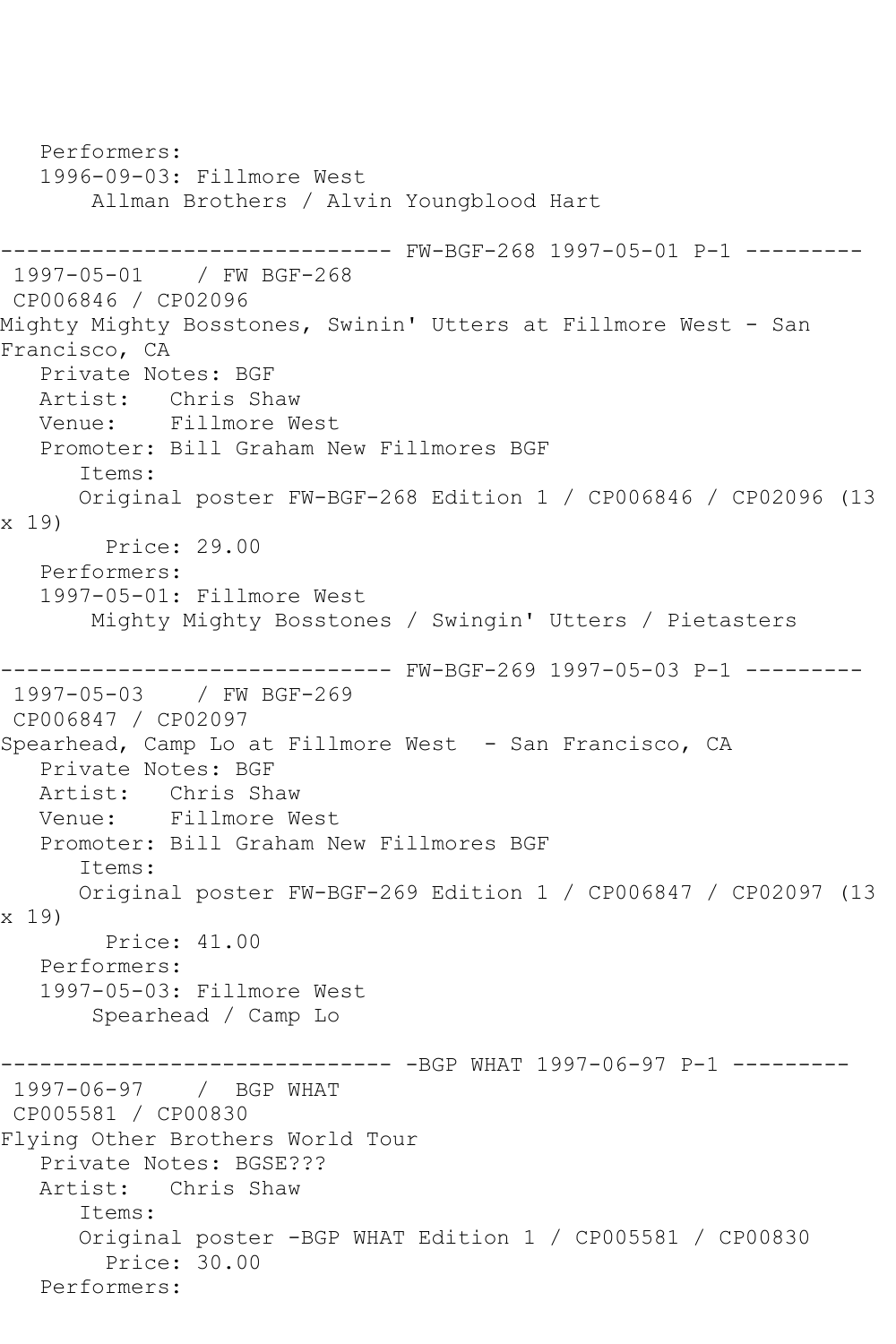Performers:
1996-09-03: Fillmore West
Allman Brothers / Alvin Youngblood Hart

------------------------------ FW-BGF-268 1997-05-01 P-1 ---------
1997-05-01 / FW BGF-268
CP006846 / CP02096
Mighty Mighty Bosstones, Swinin' Utters at Fillmore West - San Francisco, CA
Private Notes: BGF
Artist: Chris Shaw
Venue: Fillmore West
Promoter: Bill Graham New Fillmores BGF
Items:
Original poster FW-BGF-268 Edition 1 / CP006846 / CP02096 (13 x 19)
Price: 29.00
Performers:
1997-05-01: Fillmore West
Mighty Mighty Bosstones / Swingin' Utters / Pietasters

------------------------------ FW-BGF-269 1997-05-03 P-1 ---------
1997-05-03 / FW BGF-269
CP006847 / CP02097
Spearhead, Camp Lo at Fillmore West - San Francisco, CA
Private Notes: BGF
Artist: Chris Shaw
Venue: Fillmore West
Promoter: Bill Graham New Fillmores BGF
Items:
Original poster FW-BGF-269 Edition 1 / CP006847 / CP02097 (13 x 19)
Price: 41.00
Performers:
1997-05-03: Fillmore West
Spearhead / Camp Lo

------------------------------ -BGP WHAT 1997-06-97 P-1 ---------
1997-06-97 / BGP WHAT
CP005581 / CP00830
Flying Other Brothers World Tour
Private Notes: BGSE???
Artist: Chris Shaw
Items:
Original poster -BGP WHAT Edition 1 / CP005581 / CP00830
Price: 30.00
Performers: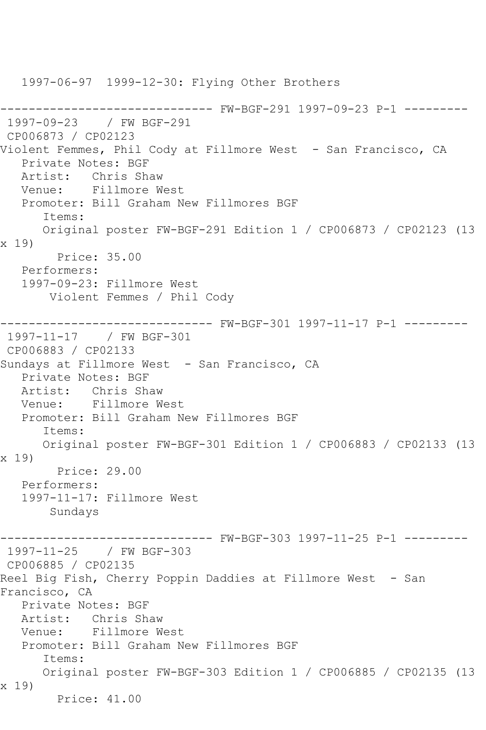1997-06-97  1999-12-30: Flying Other Brothers

------------------------------ FW-BGF-291 1997-09-23 P-1 ---------

1997-09-23    / FW BGF-291
CP006873 / CP02123
Violent Femmes, Phil Cody at Fillmore West  - San Francisco, CA
Private Notes: BGF
Artist:   Chris Shaw
Venue:    Fillmore West
Promoter: Bill Graham New Fillmores BGF
Items:
Original poster FW-BGF-291 Edition 1 / CP006873 / CP02123 (13 x 19)
Price: 35.00
Performers:
1997-09-23: Fillmore West
Violent Femmes / Phil Cody

------------------------------ FW-BGF-301 1997-11-17 P-1 ---------

1997-11-17    / FW BGF-301
CP006883 / CP02133
Sundays at Fillmore West  - San Francisco, CA
Private Notes: BGF
Artist:   Chris Shaw
Venue:    Fillmore West
Promoter: Bill Graham New Fillmores BGF
Items:
Original poster FW-BGF-301 Edition 1 / CP006883 / CP02133 (13 x 19)
Price: 29.00
Performers:
1997-11-17: Fillmore West
Sundays

------------------------------ FW-BGF-303 1997-11-25 P-1 ---------

1997-11-25    / FW BGF-303
CP006885 / CP02135
Reel Big Fish, Cherry Poppin Daddies at Fillmore West  - San Francisco, CA
Private Notes: BGF
Artist:   Chris Shaw
Venue:    Fillmore West
Promoter: Bill Graham New Fillmores BGF
Items:
Original poster FW-BGF-303 Edition 1 / CP006885 / CP02135 (13 x 19)
Price: 41.00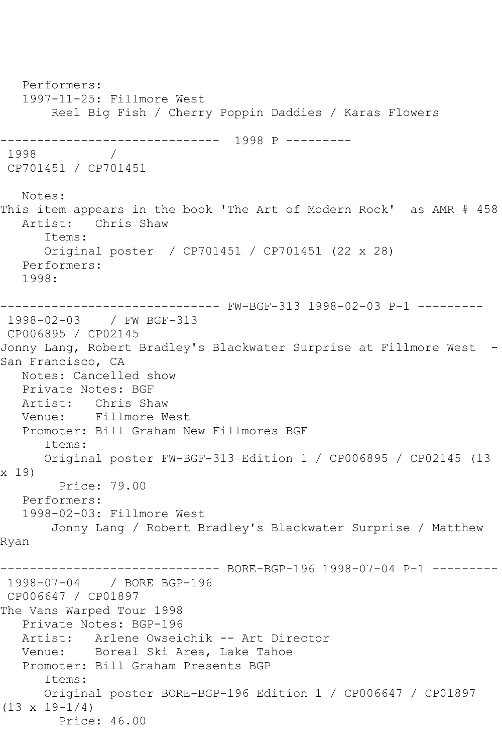Performers:
1997-11-25: Fillmore West
Reel Big Fish / Cherry Poppin Daddies / Karas Flowers

------------------------------ 1998 P ---------

1998 /
CP701451 / CP701451

Notes:
This item appears in the book 'The Art of Modern Rock' as AMR # 458
Artist: Chris Shaw
Items:
Original poster / CP701451 / CP701451 (22 x 28)
Performers:
1998:

------------------------------ FW-BGF-313 1998-02-03 P-1 ---------

1998-02-03 / FW BGF-313
CP006895 / CP02145
Jonny Lang, Robert Bradley's Blackwater Surprise at Fillmore West - San Francisco, CA
Notes: Cancelled show
Private Notes: BGF
Artist: Chris Shaw
Venue: Fillmore West
Promoter: Bill Graham New Fillmores BGF
Items:
Original poster FW-BGF-313 Edition 1 / CP006895 / CP02145 (13 x 19)
Price: 79.00
Performers:
1998-02-03: Fillmore West
Jonny Lang / Robert Bradley's Blackwater Surprise / Matthew Ryan

------------------------------ BORE-BGP-196 1998-07-04 P-1 ---------

1998-07-04 / BORE BGP-196
CP006647 / CP01897
The Vans Warped Tour 1998
Private Notes: BGP-196
Artist: Arlene Owseichik -- Art Director
Venue: Boreal Ski Area, Lake Tahoe
Promoter: Bill Graham Presents BGP
Items:
Original poster BORE-BGP-196 Edition 1 / CP006647 / CP01897 (13 x 19-1/4)
Price: 46.00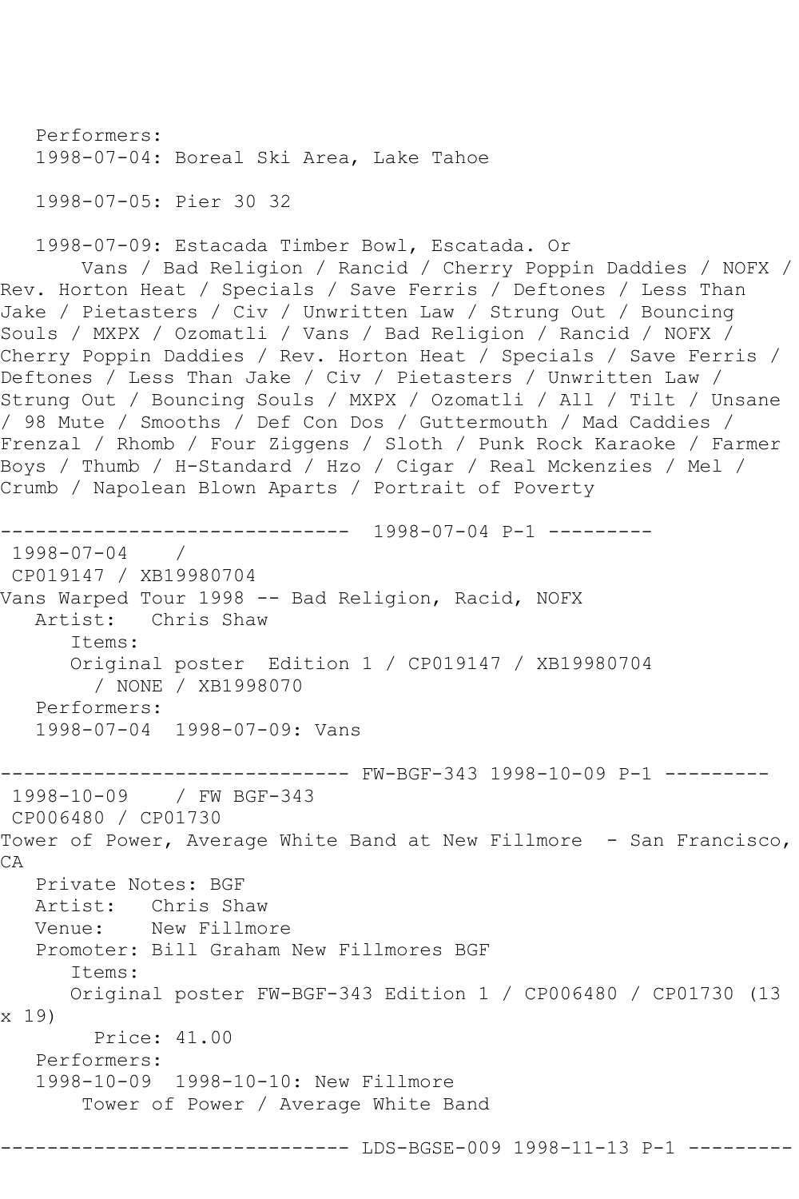Performers:
1998-07-04: Boreal Ski Area, Lake Tahoe

1998-07-05: Pier 30 32

1998-07-09: Estacada Timber Bowl, Escatada. Or
Vans / Bad Religion / Rancid / Cherry Poppin Daddies / NOFX / Rev. Horton Heat / Specials / Save Ferris / Deftones / Less Than Jake / Pietasters / Civ / Unwritten Law / Strung Out / Bouncing Souls / MXPX / Ozomatli / Vans / Bad Religion / Rancid / NOFX / Cherry Poppin Daddies / Rev. Horton Heat / Specials / Save Ferris / Deftones / Less Than Jake / Civ / Pietasters / Unwritten Law / Strung Out / Bouncing Souls / MXPX / Ozomatli / All / Tilt / Unsane / 98 Mute / Smooths / Def Con Dos / Guttermouth / Mad Caddies / Frenzal / Rhomb / Four Ziggens / Sloth / Punk Rock Karaoke / Farmer Boys / Thumb / H-Standard / Hzo / Cigar / Real Mckenzies / Mel / Crumb / Napolean Blown Aparts / Portrait of Poverty

------------------------------ 1998-07-04 P-1 ---------

1998-07-04 /
CP019147 / XB19980704
Vans Warped Tour 1998 -- Bad Religion, Racid, NOFX
Artist: Chris Shaw
Items:
Original poster Edition 1 / CP019147 / XB19980704 / NONE / XB1998070
Performers:
1998-07-04 1998-07-09: Vans

------------------------------ FW-BGF-343 1998-10-09 P-1 ---------

1998-10-09 / FW BGF-343
CP006480 / CP01730
Tower of Power, Average White Band at New Fillmore - San Francisco, CA
Private Notes: BGF
Artist: Chris Shaw
Venue: New Fillmore
Promoter: Bill Graham New Fillmores BGF
Items:
Original poster FW-BGF-343 Edition 1 / CP006480 / CP01730 (13 x 19)
Price: 41.00
Performers:
1998-10-09 1998-10-10: New Fillmore
Tower of Power / Average White Band

------------------------------ LDS-BGSE-009 1998-11-13 P-1 ---------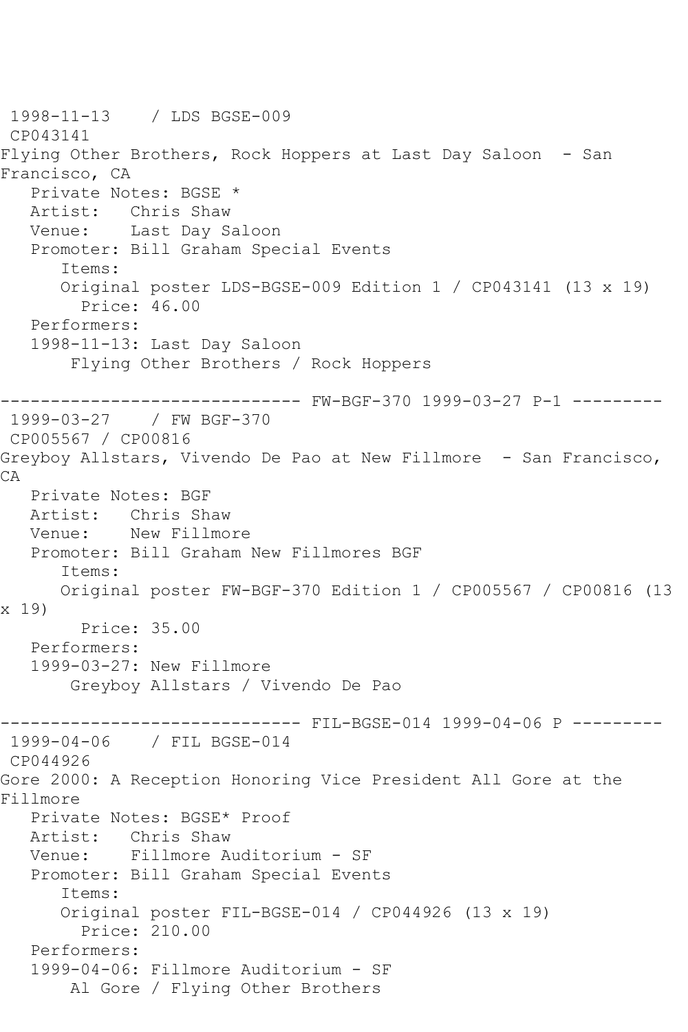1998-11-13 / LDS BGSE-009
CP043141
Flying Other Brothers, Rock Hoppers at Last Day Saloon - San Francisco, CA
Private Notes: BGSE *
Artist: Chris Shaw
Venue: Last Day Saloon
Promoter: Bill Graham Special Events
Items:
Original poster LDS-BGSE-009 Edition 1 / CP043141 (13 x 19)
Price: 46.00
Performers:
1998-11-13: Last Day Saloon
Flying Other Brothers / Rock Hoppers

------------------------------ FW-BGF-370 1999-03-27 P-1 ---------
1999-03-27 / FW BGF-370
CP005567 / CP00816
Greyboy Allstars, Vivendo De Pao at New Fillmore - San Francisco, CA
Private Notes: BGF
Artist: Chris Shaw
Venue: New Fillmore
Promoter: Bill Graham New Fillmores BGF
Items:
Original poster FW-BGF-370 Edition 1 / CP005567 / CP00816 (13 x 19)
Price: 35.00
Performers:
1999-03-27: New Fillmore
Greyboy Allstars / Vivendo De Pao

------------------------------ FIL-BGSE-014 1999-04-06 P ---------
1999-04-06 / FIL BGSE-014
CP044926
Gore 2000: A Reception Honoring Vice President All Gore at the Fillmore
Private Notes: BGSE* Proof
Artist: Chris Shaw
Venue: Fillmore Auditorium - SF
Promoter: Bill Graham Special Events
Items:
Original poster FIL-BGSE-014 / CP044926 (13 x 19)
Price: 210.00
Performers:
1999-04-06: Fillmore Auditorium - SF
Al Gore / Flying Other Brothers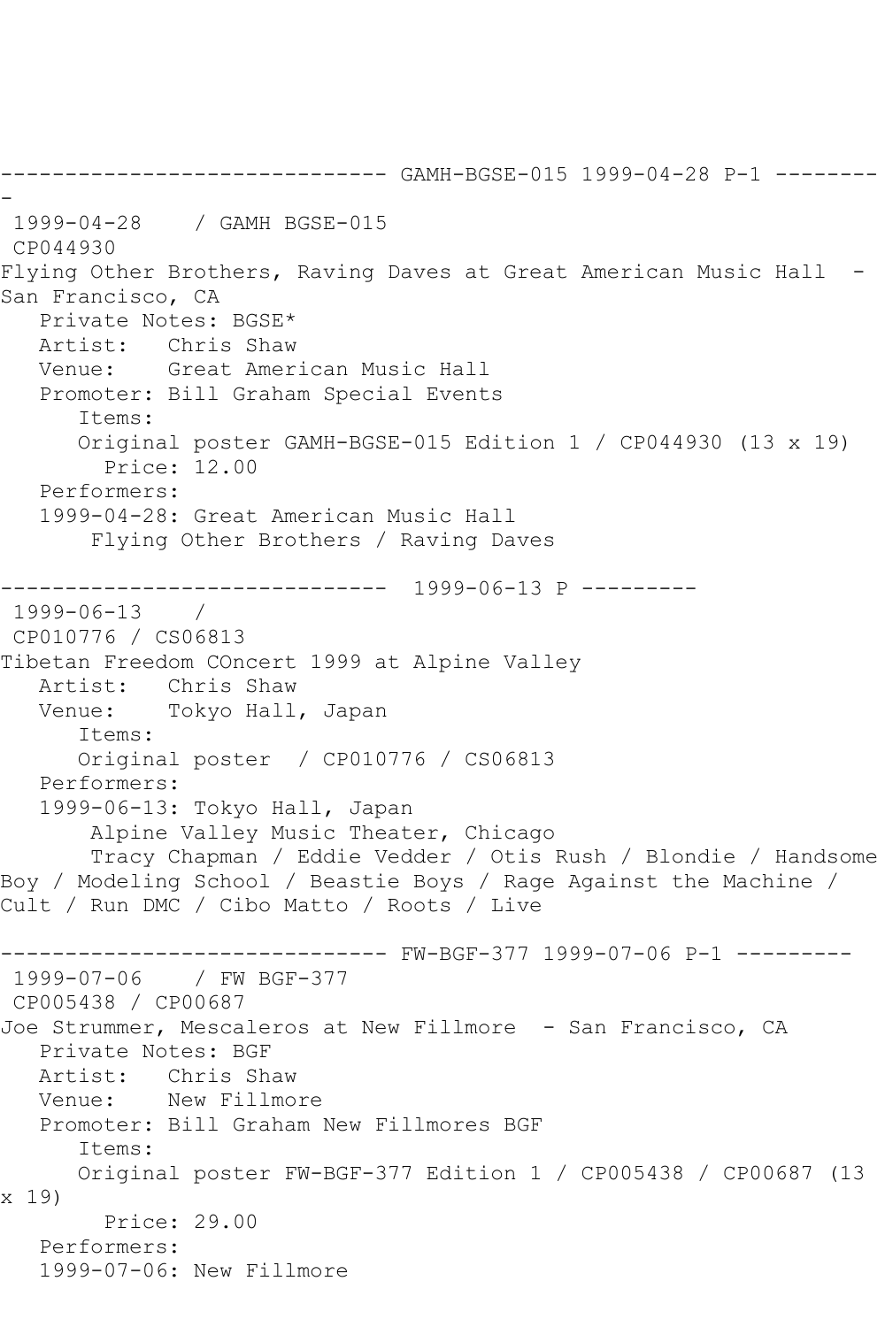------------------------------ GAMH-BGSE-015 1999-04-28 P-1 ---------
-

1999-04-28 / GAMH BGSE-015

CP044930

Flying Other Brothers, Raving Daves at Great American Music Hall - San Francisco, CA

Private Notes: BGSE*

Artist: Chris Shaw

Venue: Great American Music Hall

Promoter: Bill Graham Special Events

Items:

Original poster GAMH-BGSE-015 Edition 1 / CP044930 (13 x 19)

Price: 12.00

Performers:

1999-04-28: Great American Music Hall

Flying Other Brothers / Raving Daves

------------------------------ 1999-06-13 P ---------

1999-06-13 /

CP010776 / CS06813

Tibetan Freedom COncert 1999 at Alpine Valley

Artist: Chris Shaw

Venue: Tokyo Hall, Japan

Items:

Original poster / CP010776 / CS06813

Performers:

1999-06-13: Tokyo Hall, Japan

Alpine Valley Music Theater, Chicago

Tracy Chapman / Eddie Vedder / Otis Rush / Blondie / Handsome Boy / Modeling School / Beastie Boys / Rage Against the Machine / Cult / Run DMC / Cibo Matto / Roots / Live

------------------------------ FW-BGF-377 1999-07-06 P-1 ---------

1999-07-06 / FW BGF-377

CP005438 / CP00687

Joe Strummer, Mescaleros at New Fillmore - San Francisco, CA

Private Notes: BGF

Artist: Chris Shaw

Venue: New Fillmore

Promoter: Bill Graham New Fillmores BGF

Items:

Original poster FW-BGF-377 Edition 1 / CP005438 / CP00687 (13 x 19)

Price: 29.00

Performers:

1999-07-06: New Fillmore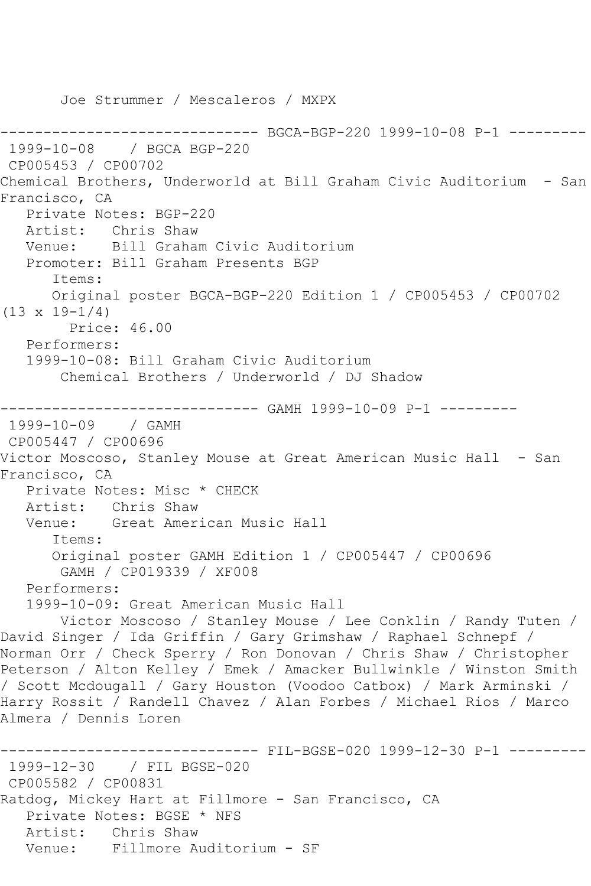Joe Strummer / Mescaleros / MXPX

------------------------------ BGCA-BGP-220 1999-10-08 P-1 ---------

1999-10-08 / BGCA BGP-220
CP005453 / CP00702
Chemical Brothers, Underworld at Bill Graham Civic Auditorium - San Francisco, CA
Private Notes: BGP-220
Artist: Chris Shaw
Venue: Bill Graham Civic Auditorium
Promoter: Bill Graham Presents BGP
Items:
Original poster BGCA-BGP-220 Edition 1 / CP005453 / CP00702 (13 x 19-1/4)
Price: 46.00
Performers:
1999-10-08: Bill Graham Civic Auditorium
Chemical Brothers / Underworld / DJ Shadow

------------------------------ GAMH 1999-10-09 P-1 ---------

1999-10-09 / GAMH
CP005447 / CP00696
Victor Moscoso, Stanley Mouse at Great American Music Hall - San Francisco, CA
Private Notes: Misc * CHECK
Artist: Chris Shaw
Venue: Great American Music Hall
Items:
Original poster GAMH Edition 1 / CP005447 / CP00696
GAMH / CP019339 / XF008
Performers:
1999-10-09: Great American Music Hall
Victor Moscoso / Stanley Mouse / Lee Conklin / Randy Tuten / David Singer / Ida Griffin / Gary Grimshaw / Raphael Schnepf / Norman Orr / Check Sperry / Ron Donovan / Chris Shaw / Christopher Peterson / Alton Kelley / Emek / Amacker Bullwinkle / Winston Smith / Scott Mcdougall / Gary Houston (Voodoo Catbox) / Mark Arminski / Harry Rossit / Randell Chavez / Alan Forbes / Michael Rios / Marco Almera / Dennis Loren

------------------------------ FIL-BGSE-020 1999-12-30 P-1 ---------

1999-12-30 / FIL BGSE-020
CP005582 / CP00831
Ratdog, Mickey Hart at Fillmore - San Francisco, CA
Private Notes: BGSE * NFS
Artist: Chris Shaw
Venue: Fillmore Auditorium - SF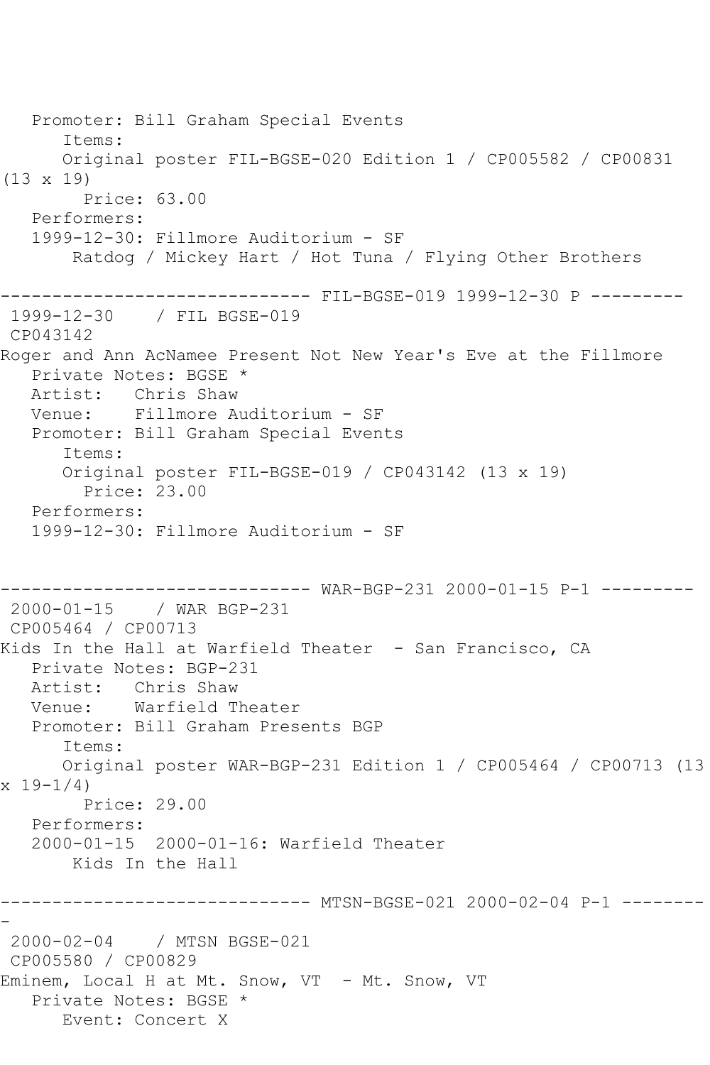```
   Promoter: Bill Graham Special Events
      Items:
      Original poster FIL-BGSE-020 Edition 1 / CP005582 / CP00831
(13 x 19)
        Price: 63.00
   Performers:
   1999-12-30: Fillmore Auditorium - SF
       Ratdog / Mickey Hart / Hot Tuna / Flying Other Brothers

------------------------------ FIL-BGSE-019 1999-12-30 P ---------
 1999-12-30    / FIL BGSE-019
 CP043142
Roger and Ann AcNamee Present Not New Year's Eve at the Fillmore
   Private Notes: BGSE *
   Artist:   Chris Shaw
   Venue:    Fillmore Auditorium - SF
   Promoter: Bill Graham Special Events
      Items:
      Original poster FIL-BGSE-019 / CP043142 (13 x 19)
        Price: 23.00
   Performers:
   1999-12-30: Fillmore Auditorium - SF


------------------------------ WAR-BGP-231 2000-01-15 P-1 ---------
 2000-01-15    / WAR BGP-231
 CP005464 / CP00713
Kids In the Hall at Warfield Theater  - San Francisco, CA
   Private Notes: BGP-231
   Artist:   Chris Shaw
   Venue:    Warfield Theater
   Promoter: Bill Graham Presents BGP
      Items:
      Original poster WAR-BGP-231 Edition 1 / CP005464 / CP00713 (13
x 19-1/4)
        Price: 29.00
   Performers:
   2000-01-15  2000-01-16: Warfield Theater
       Kids In the Hall

------------------------------ MTSN-BGSE-021 2000-02-04 P-1 --------
-
 2000-02-04    / MTSN BGSE-021
 CP005580 / CP00829
Eminem, Local H at Mt. Snow, VT  - Mt. Snow, VT
   Private Notes: BGSE *
      Event: Concert X
```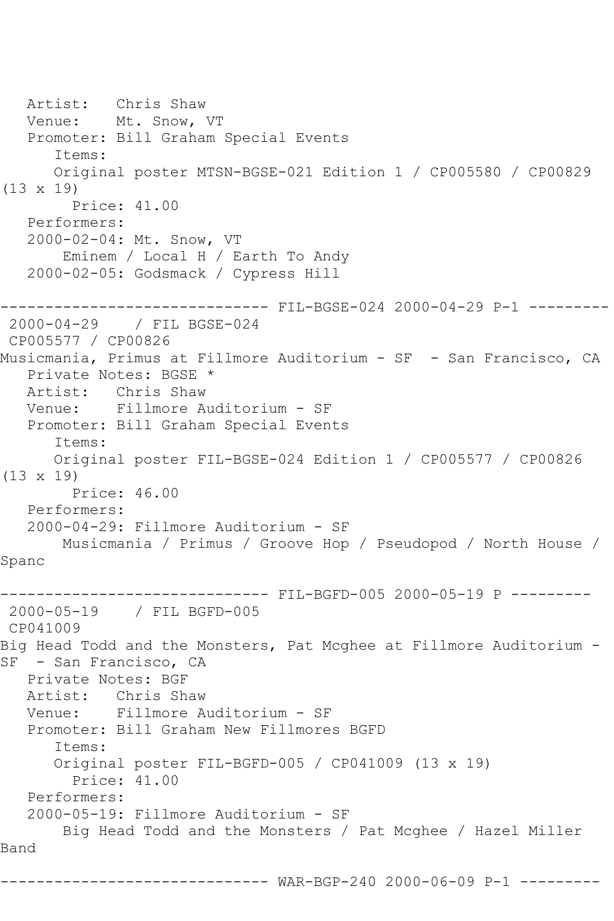Artist: Chris Shaw
Venue: Mt. Snow, VT
Promoter: Bill Graham Special Events
Items:
Original poster MTSN-BGSE-021 Edition 1 / CP005580 / CP00829 (13 x 19)
Price: 41.00
Performers:
2000-02-04: Mt. Snow, VT
Eminem / Local H / Earth To Andy
2000-02-05: Godsmack / Cypress Hill

------------------------------ FIL-BGSE-024 2000-04-29 P-1 ---------

2000-04-29 / FIL BGSE-024
CP005577 / CP00826
Musicmania, Primus at Fillmore Auditorium - SF - San Francisco, CA
Private Notes: BGSE *
Artist: Chris Shaw
Venue: Fillmore Auditorium - SF
Promoter: Bill Graham Special Events
Items:
Original poster FIL-BGSE-024 Edition 1 / CP005577 / CP00826 (13 x 19)
Price: 46.00
Performers:
2000-04-29: Fillmore Auditorium - SF
Musicmania / Primus / Groove Hop / Pseudopod / North House / Spanc

------------------------------ FIL-BGFD-005 2000-05-19 P ---------

2000-05-19 / FIL BGFD-005
CP041009
Big Head Todd and the Monsters, Pat Mcghee at Fillmore Auditorium - SF - San Francisco, CA
Private Notes: BGF
Artist: Chris Shaw
Venue: Fillmore Auditorium - SF
Promoter: Bill Graham New Fillmores BGFD
Items:
Original poster FIL-BGFD-005 / CP041009 (13 x 19)
Price: 41.00
Performers:
2000-05-19: Fillmore Auditorium - SF
Big Head Todd and the Monsters / Pat Mcghee / Hazel Miller Band

------------------------------ WAR-BGP-240 2000-06-09 P-1 ---------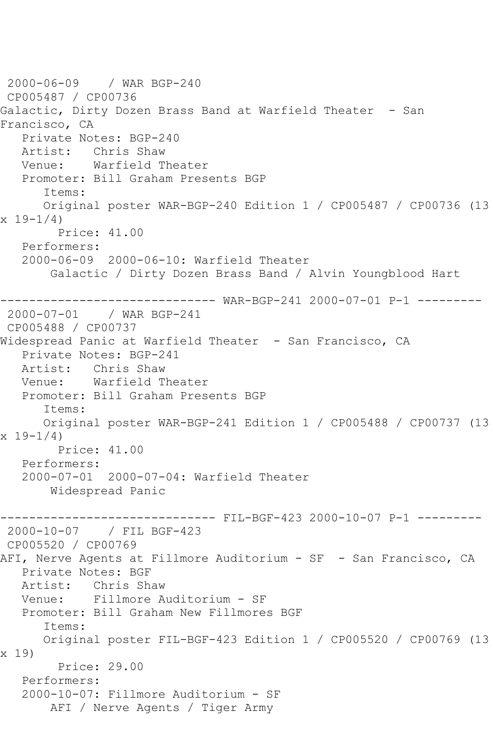2000-06-09 / WAR BGP-240
CP005487 / CP00736
Galactic, Dirty Dozen Brass Band at Warfield Theater - San Francisco, CA
Private Notes: BGP-240
Artist: Chris Shaw
Venue: Warfield Theater
Promoter: Bill Graham Presents BGP
Items:
Original poster WAR-BGP-240 Edition 1 / CP005487 / CP00736 (13 x 19-1/4)
Price: 41.00
Performers:
2000-06-09 2000-06-10: Warfield Theater
Galactic / Dirty Dozen Brass Band / Alvin Youngblood Hart

------------------------------ WAR-BGP-241 2000-07-01 P-1 ---------

2000-07-01 / WAR BGP-241
CP005488 / CP00737
Widespread Panic at Warfield Theater - San Francisco, CA
Private Notes: BGP-241
Artist: Chris Shaw
Venue: Warfield Theater
Promoter: Bill Graham Presents BGP
Items:
Original poster WAR-BGP-241 Edition 1 / CP005488 / CP00737 (13 x 19-1/4)
Price: 41.00
Performers:
2000-07-01 2000-07-04: Warfield Theater
Widespread Panic

------------------------------ FIL-BGF-423 2000-10-07 P-1 ---------

2000-10-07 / FIL BGF-423
CP005520 / CP00769
AFI, Nerve Agents at Fillmore Auditorium - SF - San Francisco, CA
Private Notes: BGF
Artist: Chris Shaw
Venue: Fillmore Auditorium - SF
Promoter: Bill Graham New Fillmores BGF
Items:
Original poster FIL-BGF-423 Edition 1 / CP005520 / CP00769 (13 x 19)
Price: 29.00
Performers:
2000-10-07: Fillmore Auditorium - SF
AFI / Nerve Agents / Tiger Army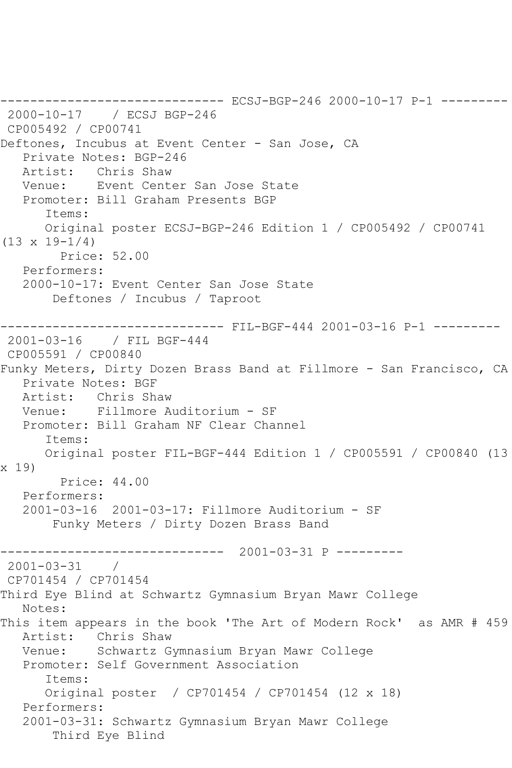```
------------------------------ ECSJ-BGP-246 2000-10-17 P-1 ---------
 2000-10-17    / ECSJ BGP-246
 CP005492 / CP00741
Deftones, Incubus at Event Center - San Jose, CA
   Private Notes: BGP-246
   Artist:   Chris Shaw
   Venue:    Event Center San Jose State
   Promoter: Bill Graham Presents BGP
      Items:
      Original poster ECSJ-BGP-246 Edition 1 / CP005492 / CP00741
(13 x 19-1/4)
        Price: 52.00
   Performers:
   2000-10-17: Event Center San Jose State
       Deftones / Incubus / Taproot

------------------------------ FIL-BGF-444 2001-03-16 P-1 ---------
 2001-03-16    / FIL BGF-444
 CP005591 / CP00840
Funky Meters, Dirty Dozen Brass Band at Fillmore - San Francisco, CA
   Private Notes: BGF
   Artist:   Chris Shaw
   Venue:    Fillmore Auditorium - SF
   Promoter: Bill Graham NF Clear Channel
      Items:
      Original poster FIL-BGF-444 Edition 1 / CP005591 / CP00840 (13
x 19)
        Price: 44.00
   Performers:
   2001-03-16  2001-03-17: Fillmore Auditorium - SF
       Funky Meters / Dirty Dozen Brass Band

------------------------------  2001-03-31 P ---------
 2001-03-31    /
 CP701454 / CP701454
Third Eye Blind at Schwartz Gymnasium Bryan Mawr College
   Notes:
This item appears in the book 'The Art of Modern Rock'  as AMR # 459
   Artist:   Chris Shaw
   Venue:    Schwartz Gymnasium Bryan Mawr College
   Promoter: Self Government Association
      Items:
      Original poster  / CP701454 / CP701454 (12 x 18)
   Performers:
   2001-03-31: Schwartz Gymnasium Bryan Mawr College
       Third Eye Blind
```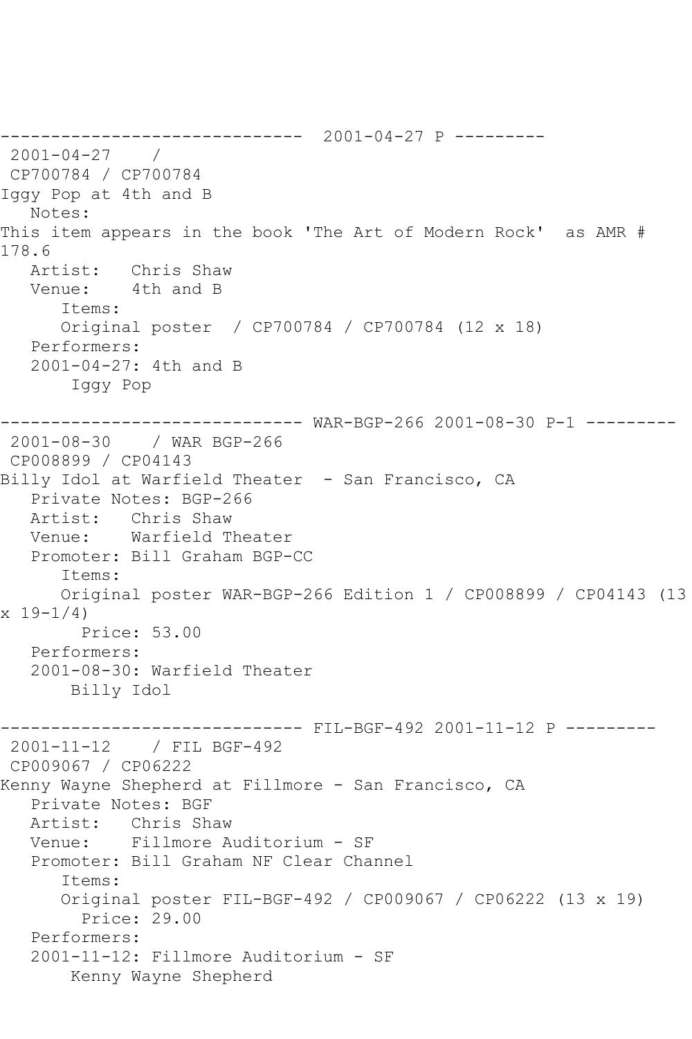------------------------------ 2001-04-27 P ---------
2001-04-27 /
CP700784 / CP700784
Iggy Pop at 4th and B
Notes:
This item appears in the book 'The Art of Modern Rock' as AMR # 178.6
Artist: Chris Shaw
Venue: 4th and B
Items:
Original poster / CP700784 / CP700784 (12 x 18)
Performers:
2001-04-27: 4th and B
Iggy Pop

------------------------------ WAR-BGP-266 2001-08-30 P-1 ---------
2001-08-30 / WAR BGP-266
CP008899 / CP04143
Billy Idol at Warfield Theater - San Francisco, CA
Private Notes: BGP-266
Artist: Chris Shaw
Venue: Warfield Theater
Promoter: Bill Graham BGP-CC
Items:
Original poster WAR-BGP-266 Edition 1 / CP008899 / CP04143 (13 x 19-1/4)
Price: 53.00
Performers:
2001-08-30: Warfield Theater
Billy Idol

------------------------------ FIL-BGF-492 2001-11-12 P ---------
2001-11-12 / FIL BGF-492
CP009067 / CP06222
Kenny Wayne Shepherd at Fillmore - San Francisco, CA
Private Notes: BGF
Artist: Chris Shaw
Venue: Fillmore Auditorium - SF
Promoter: Bill Graham NF Clear Channel
Items:
Original poster FIL-BGF-492 / CP009067 / CP06222 (13 x 19)
Price: 29.00
Performers:
2001-11-12: Fillmore Auditorium - SF
Kenny Wayne Shepherd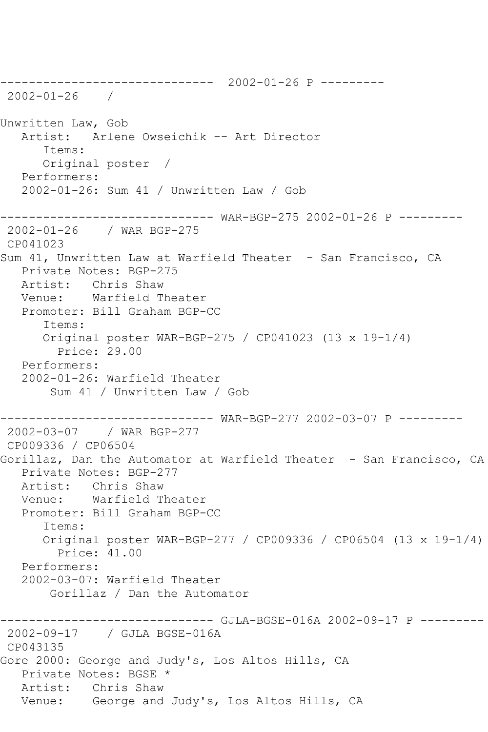------------------------------ 2002-01-26 P ---------
2002-01-26 /

Unwritten Law, Gob
   Artist: Arlene Owseichik -- Art Director
      Items:
      Original poster /
   Performers:
   2002-01-26: Sum 41 / Unwritten Law / Gob

------------------------------ WAR-BGP-275 2002-01-26 P ---------
2002-01-26 / WAR BGP-275
CP041023
Sum 41, Unwritten Law at Warfield Theater - San Francisco, CA
   Private Notes: BGP-275
   Artist: Chris Shaw
   Venue: Warfield Theater
   Promoter: Bill Graham BGP-CC
      Items:
      Original poster WAR-BGP-275 / CP041023 (13 x 19-1/4)
        Price: 29.00
   Performers:
   2002-01-26: Warfield Theater
       Sum 41 / Unwritten Law / Gob

------------------------------ WAR-BGP-277 2002-03-07 P ---------
2002-03-07 / WAR BGP-277
CP009336 / CP06504
Gorillaz, Dan the Automator at Warfield Theater - San Francisco, CA
   Private Notes: BGP-277
   Artist: Chris Shaw
   Venue: Warfield Theater
   Promoter: Bill Graham BGP-CC
      Items:
      Original poster WAR-BGP-277 / CP009336 / CP06504 (13 x 19-1/4)
        Price: 41.00
   Performers:
   2002-03-07: Warfield Theater
       Gorillaz / Dan the Automator

------------------------------ GJLA-BGSE-016A 2002-09-17 P ---------
2002-09-17 / GJLA BGSE-016A
CP043135
Gore 2000: George and Judy's, Los Altos Hills, CA
   Private Notes: BGSE *
   Artist: Chris Shaw
   Venue: George and Judy's, Los Altos Hills, CA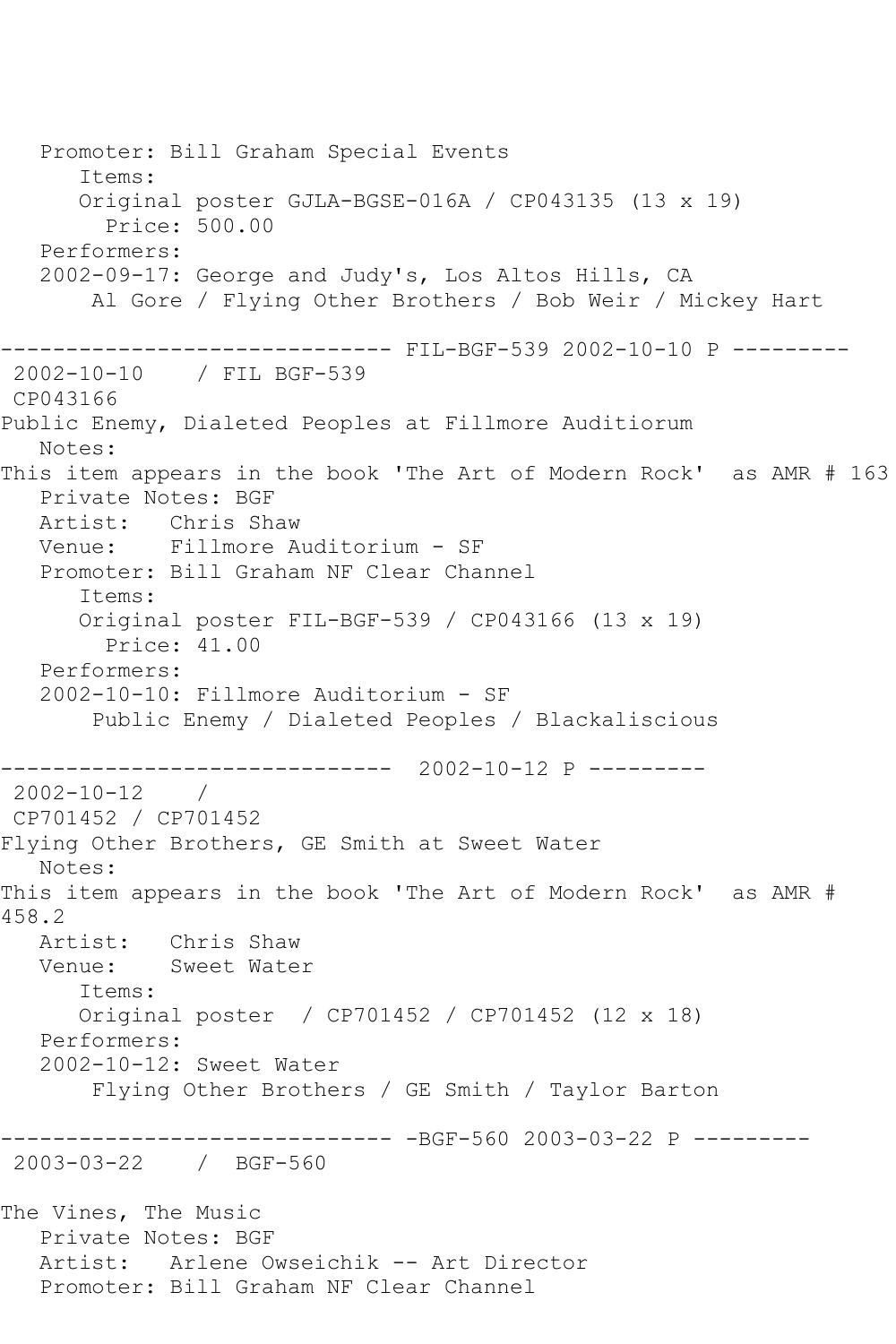Promoter: Bill Graham Special Events
      Items:
      Original poster GJLA-BGSE-016A / CP043135 (13 x 19)
        Price: 500.00
   Performers:
   2002-09-17: George and Judy's, Los Altos Hills, CA
       Al Gore / Flying Other Brothers / Bob Weir / Mickey Hart

------------------------------ FIL-BGF-539 2002-10-10 P ---------
 2002-10-10    / FIL BGF-539
 CP043166
Public Enemy, Dialeted Peoples at Fillmore Auditiorum
   Notes:
This item appears in the book 'The Art of Modern Rock'  as AMR # 163
   Private Notes: BGF
   Artist:   Chris Shaw
   Venue:    Fillmore Auditorium - SF
   Promoter: Bill Graham NF Clear Channel
      Items:
      Original poster FIL-BGF-539 / CP043166 (13 x 19)
        Price: 41.00
   Performers:
   2002-10-10: Fillmore Auditorium - SF
       Public Enemy / Dialeted Peoples / Blackaliscious

------------------------------  2002-10-12 P ---------
 2002-10-12    /
 CP701452 / CP701452
Flying Other Brothers, GE Smith at Sweet Water
   Notes:
This item appears in the book 'The Art of Modern Rock'  as AMR # 458.2
   Artist:   Chris Shaw
   Venue:    Sweet Water
      Items:
      Original poster  / CP701452 / CP701452 (12 x 18)
   Performers:
   2002-10-12: Sweet Water
       Flying Other Brothers / GE Smith / Taylor Barton

------------------------------ -BGF-560 2003-03-22 P ---------
 2003-03-22    /  BGF-560

The Vines, The Music
   Private Notes: BGF
   Artist:   Arlene Owseichik -- Art Director
   Promoter: Bill Graham NF Clear Channel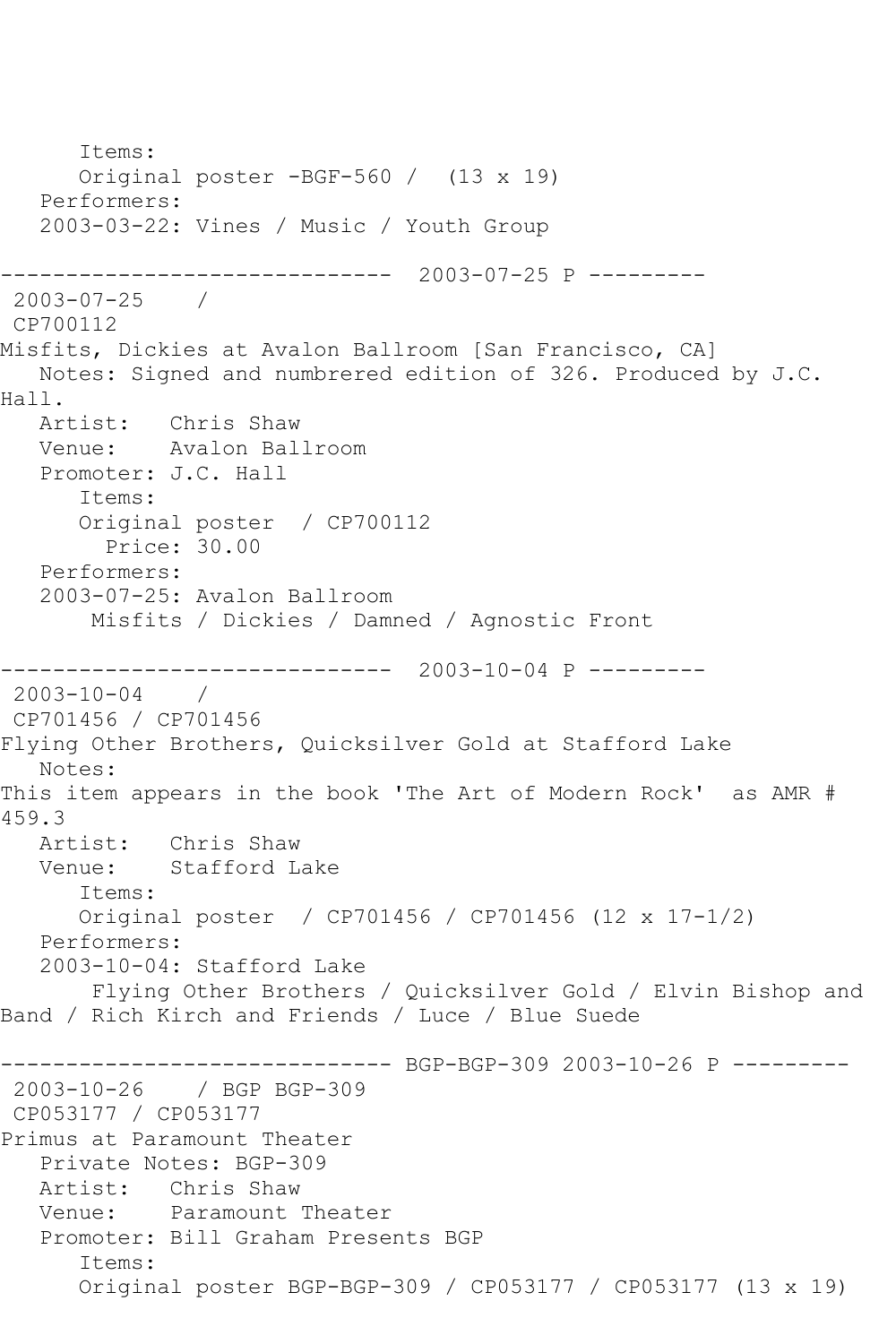```
      Items:
      Original poster -BGF-560 /  (13 x 19)
   Performers:
   2003-03-22: Vines / Music / Youth Group

------------------------------  2003-07-25 P ---------
 2003-07-25    /
 CP700112
Misfits, Dickies at Avalon Ballroom [San Francisco, CA]
   Notes: Signed and numbrered edition of 326. Produced by J.C.
Hall.
   Artist:   Chris Shaw
   Venue:    Avalon Ballroom
   Promoter: J.C. Hall
      Items:
      Original poster  / CP700112
        Price: 30.00
   Performers:
   2003-07-25: Avalon Ballroom
       Misfits / Dickies / Damned / Agnostic Front

------------------------------  2003-10-04 P ---------
 2003-10-04    /
 CP701456 / CP701456
Flying Other Brothers, Quicksilver Gold at Stafford Lake
   Notes:
This item appears in the book 'The Art of Modern Rock'  as AMR #
459.3
   Artist:   Chris Shaw
   Venue:    Stafford Lake
      Items:
      Original poster  / CP701456 / CP701456 (12 x 17-1/2)
   Performers:
   2003-10-04: Stafford Lake
       Flying Other Brothers / Quicksilver Gold / Elvin Bishop and
Band / Rich Kirch and Friends / Luce / Blue Suede

------------------------------ BGP-BGP-309 2003-10-26 P ---------
 2003-10-26    / BGP BGP-309
 CP053177 / CP053177
Primus at Paramount Theater
   Private Notes: BGP-309
   Artist:   Chris Shaw
   Venue:    Paramount Theater
   Promoter: Bill Graham Presents BGP
      Items:
      Original poster BGP-BGP-309 / CP053177 / CP053177 (13 x 19)
```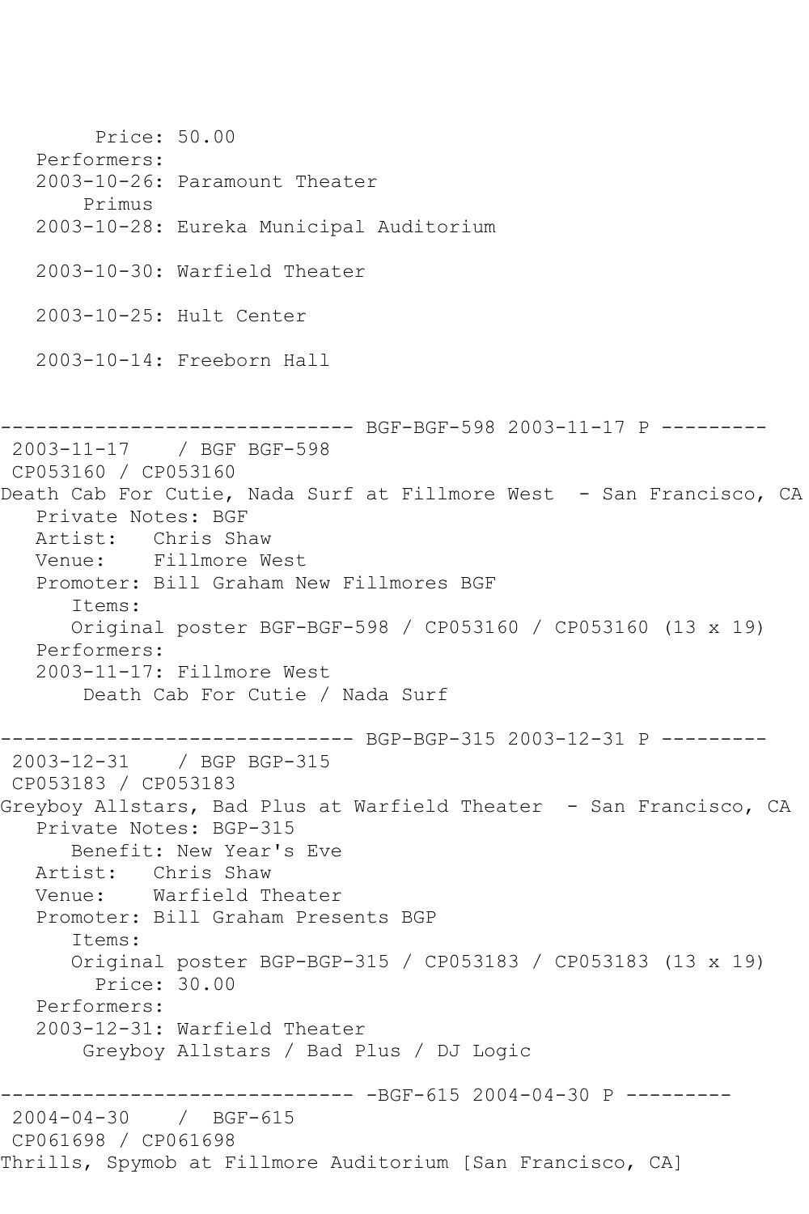```
        Price: 50.00
   Performers:
   2003-10-26: Paramount Theater
       Primus
   2003-10-28: Eureka Municipal Auditorium

   2003-10-30: Warfield Theater

   2003-10-25: Hult Center

   2003-10-14: Freeborn Hall


------------------------------ BGF-BGF-598 2003-11-17 P ---------
 2003-11-17    / BGF BGF-598
 CP053160 / CP053160
Death Cab For Cutie, Nada Surf at Fillmore West  - San Francisco, CA
   Private Notes: BGF
   Artist:   Chris Shaw
   Venue:    Fillmore West
   Promoter: Bill Graham New Fillmores BGF
      Items:
      Original poster BGF-BGF-598 / CP053160 / CP053160 (13 x 19)
   Performers:
   2003-11-17: Fillmore West
        Death Cab For Cutie / Nada Surf

------------------------------ BGP-BGP-315 2003-12-31 P ---------
 2003-12-31    / BGP BGP-315
 CP053183 / CP053183
Greyboy Allstars, Bad Plus at Warfield Theater  - San Francisco, CA
   Private Notes: BGP-315
      Benefit: New Year's Eve
   Artist:   Chris Shaw
   Venue:    Warfield Theater
   Promoter: Bill Graham Presents BGP
      Items:
      Original poster BGP-BGP-315 / CP053183 / CP053183 (13 x 19)
        Price: 30.00
   Performers:
   2003-12-31: Warfield Theater
        Greyboy Allstars / Bad Plus / DJ Logic

------------------------------ -BGF-615 2004-04-30 P ---------
 2004-04-30    /  BGF-615
 CP061698 / CP061698
Thrills, Spymob at Fillmore Auditorium [San Francisco, CA]
```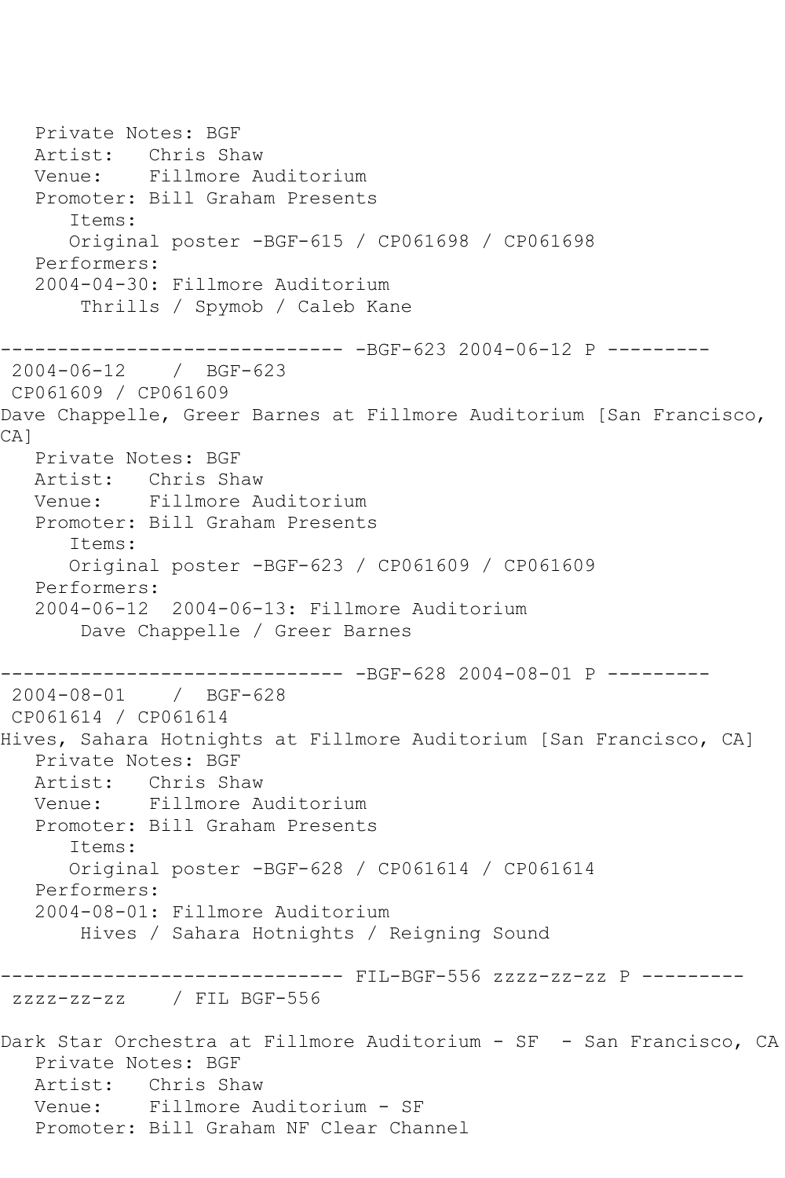Private Notes: BGF
   Artist:   Chris Shaw
   Venue:    Fillmore Auditorium
   Promoter: Bill Graham Presents
      Items:
      Original poster -BGF-615 / CP061698 / CP061698
   Performers:
   2004-04-30: Fillmore Auditorium
       Thrills / Spymob / Caleb Kane

------------------------------ -BGF-623 2004-06-12 P ---------
 2004-06-12    /  BGF-623
 CP061609 / CP061609
Dave Chappelle, Greer Barnes at Fillmore Auditorium [San Francisco, CA]
   Private Notes: BGF
   Artist:   Chris Shaw
   Venue:    Fillmore Auditorium
   Promoter: Bill Graham Presents
      Items:
      Original poster -BGF-623 / CP061609 / CP061609
   Performers:
   2004-06-12  2004-06-13: Fillmore Auditorium
       Dave Chappelle / Greer Barnes

------------------------------ -BGF-628 2004-08-01 P ---------
 2004-08-01    /  BGF-628
 CP061614 / CP061614
Hives, Sahara Hotnights at Fillmore Auditorium [San Francisco, CA]
   Private Notes: BGF
   Artist:   Chris Shaw
   Venue:    Fillmore Auditorium
   Promoter: Bill Graham Presents
      Items:
      Original poster -BGF-628 / CP061614 / CP061614
   Performers:
   2004-08-01: Fillmore Auditorium
       Hives / Sahara Hotnights / Reigning Sound

------------------------------ FIL-BGF-556 zzzz-zz-zz P ---------
 zzzz-zz-zz    / FIL BGF-556

Dark Star Orchestra at Fillmore Auditorium - SF  - San Francisco, CA
   Private Notes: BGF
   Artist:   Chris Shaw
   Venue:    Fillmore Auditorium - SF
   Promoter: Bill Graham NF Clear Channel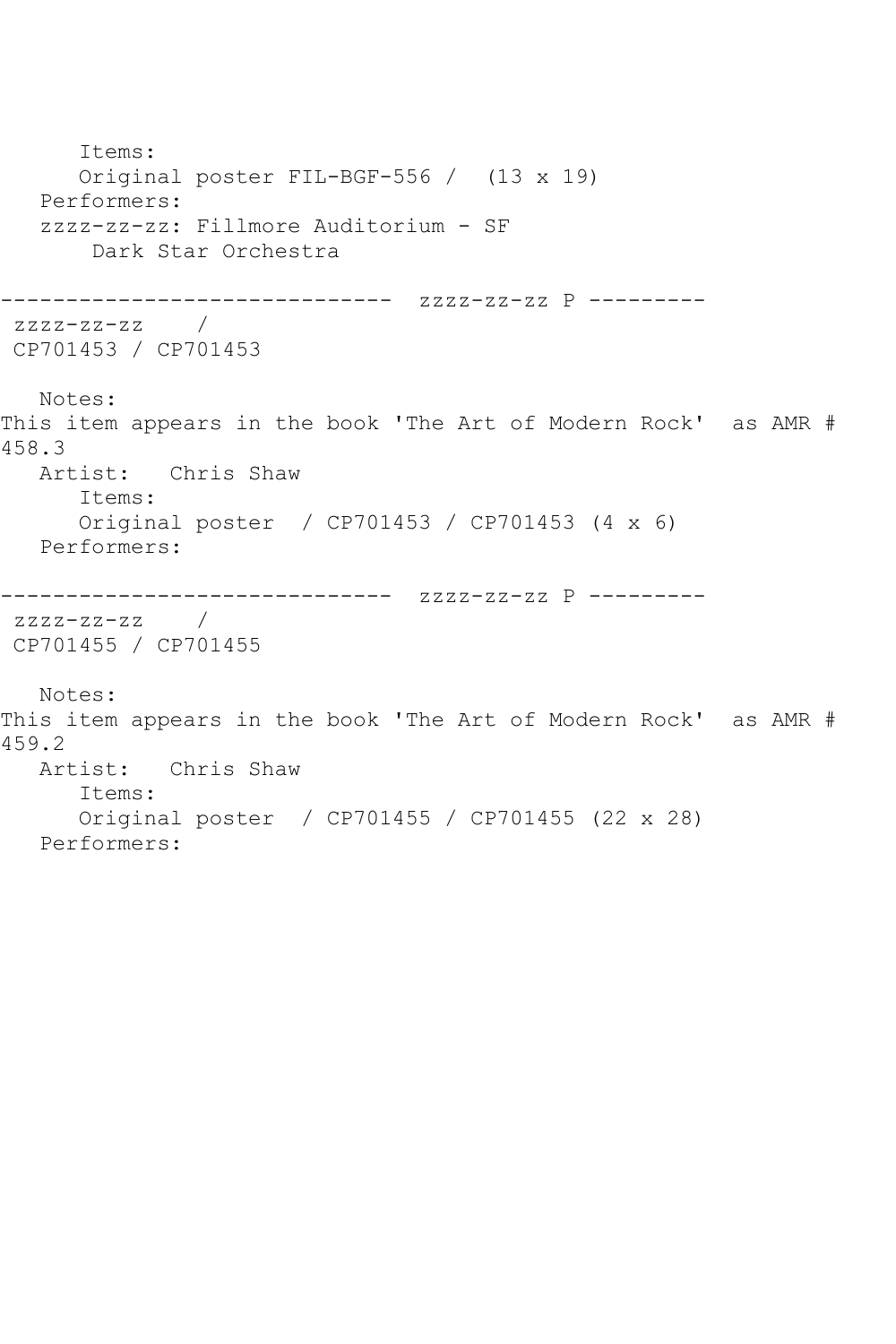Items:
Original poster FIL-BGF-556 /  (13 x 19)
Performers:
zzzz-zz-zz: Fillmore Auditorium - SF
Dark Star Orchestra

------------------------------  zzzz-zz-zz P ---------
zzzz-zz-zz    /
CP701453 / CP701453

Notes:
This item appears in the book 'The Art of Modern Rock'  as AMR # 458.3
Artist:   Chris Shaw
Items:
Original poster  / CP701453 / CP701453 (4 x 6)
Performers:

------------------------------  zzzz-zz-zz P ---------
zzzz-zz-zz    /
CP701455 / CP701455

Notes:
This item appears in the book 'The Art of Modern Rock'  as AMR # 459.2
Artist:   Chris Shaw
Items:
Original poster  / CP701455 / CP701455 (22 x 28)
Performers: